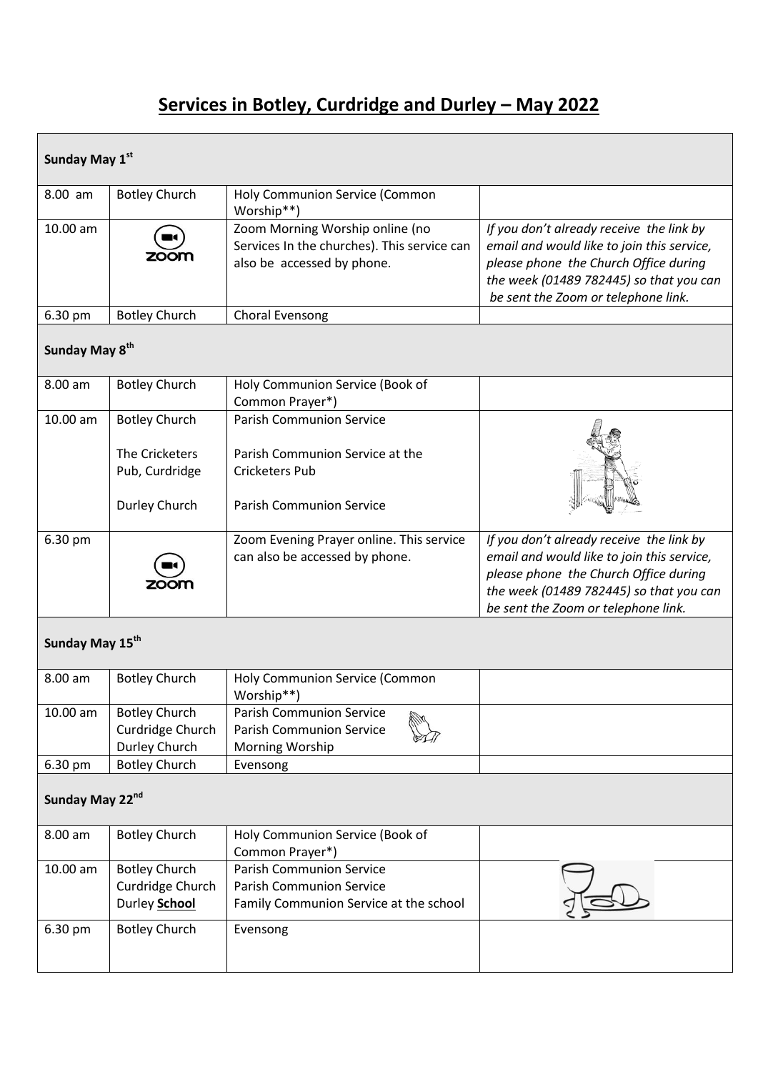# Services in Botley, Curdridge and Durley – May 2022

| **Sunday May 1st** | | | |
|---|---|---|---|
| 8.00 am | Botley Church | Holy Communion Service (Common Worship**) | |
| 10.00 am | zoom | Zoom Morning Worship online (no Services In the churches). This service can also be accessed by phone. | *If you don't already receive the link by email and would like to join this service, please phone the Church Office during the week (01489 782445) so that you can be sent the Zoom or telephone link.* |
| 6.30 pm | Botley Church | Choral Evensong | |
| **Sunday May 8th** | | | |
| 8.00 am | Botley Church | Holy Communion Service (Book of Common Prayer*) | |
| 10.00 am | Botley Church<br><br>The Cricketers Pub, Curdridge<br><br>Durley Church | Parish Communion Service<br><br>Parish Communion Service at the Cricketers Pub<br><br>Parish Communion Service | |
| 6.30 pm | zoom | Zoom Evening Prayer online. This service can also be accessed by phone. | *If you don't already receive the link by email and would like to join this service, please phone the Church Office during the week (01489 782445) so that you can be sent the Zoom or telephone link.* |
| **Sunday May 15th** | | | |
| 8.00 am | Botley Church | Holy Communion Service (Common Worship**) | |
| 10.00 am | Botley Church<br>Curdridge Church<br>Durley Church | Parish Communion Service<br>Parish Communion Service<br>Morning Worship | |
| 6.30 pm | Botley Church | Evensong | |
| **Sunday May 22nd** | | | |
| 8.00 am | Botley Church | Holy Communion Service (Book of Common Prayer*) | |
| 10.00 am | Botley Church<br>Curdridge Church<br>Durley **School** | Parish Communion Service<br>Parish Communion Service<br>Family Communion Service at the school | |
| 6.30 pm | Botley Church | Evensong | |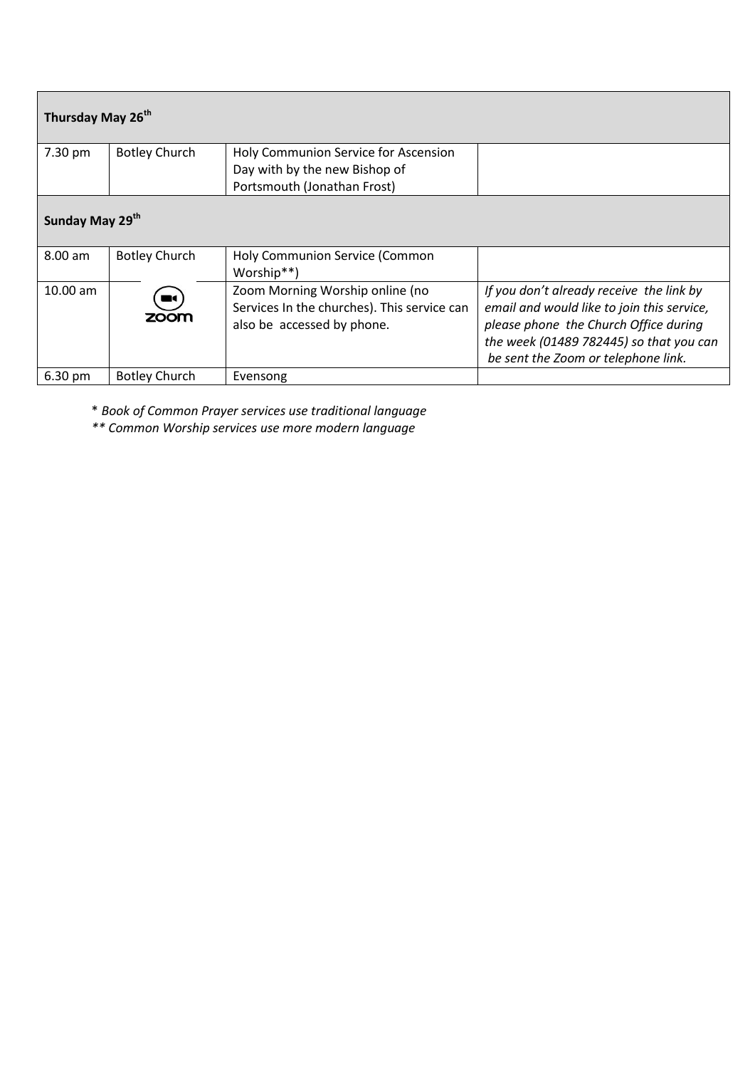| | | | |
|---|---|---|---|
| **Thursday May 26th** | | | |
| 7.30 pm | Botley Church | Holy Communion Service for Ascension Day with by the new Bishop of Portsmouth (Jonathan Frost) | |
| **Sunday May 29th** | | | |
| 8.00 am | Botley Church | Holy Communion Service (Common Worship**) | |
| 10.00 am | zoom | Zoom Morning Worship online (no Services In the churches). This service can also be accessed by phone. | *If you don't already receive the link by email and would like to join this service, please phone the Church Office during the week (01489 782445) so that you can be sent the Zoom or telephone link.* |
| 6.30 pm | Botley Church | Evensong | |

\* *Book of Common Prayer services use traditional language*

*** Common Worship services use more modern language*